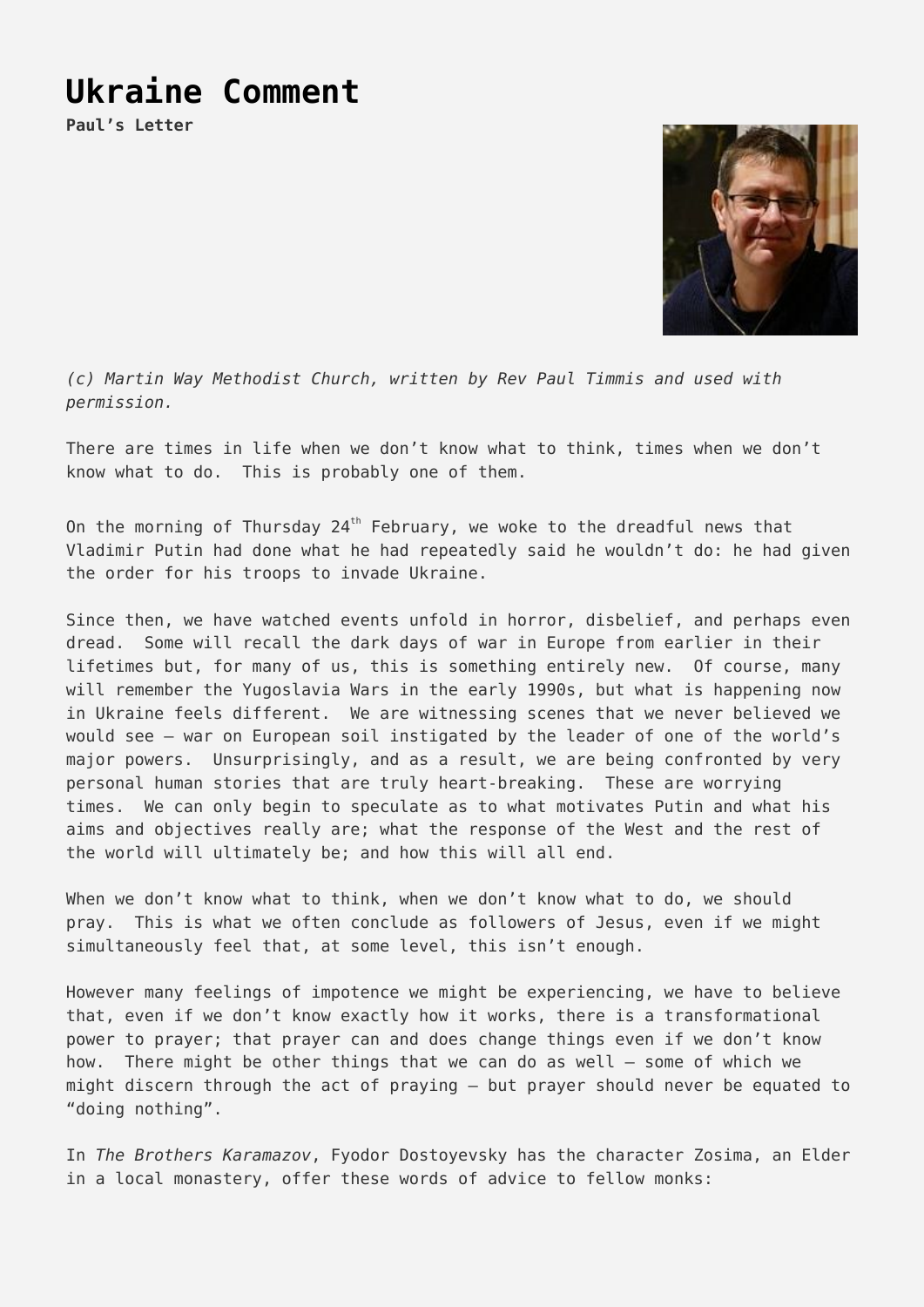# Ukraine Comment

**Paul's Letter**

*(c) Martin Way Methodist Church, written by Rev Paul Timmis and used with permission.*

There are times in life when we don't know what to think, times when we don't know what to do. This is probably one of them.

On the morning of Thursday 24th February, we woke to the dreadful news that Vladimir Putin had done what he had repeatedly said he wouldn't do: he had given the order for his troops to invade Ukraine.

Since then, we have watched events unfold in horror, disbelief, and perhaps even dread. Some will recall the dark days of war in Europe from earlier in their lifetimes but, for many of us, this is something entirely new. Of course, many will remember the Yugoslavia Wars in the early 1990s, but what is happening now in Ukraine feels different. We are witnessing scenes that we never believed we would see – war on European soil instigated by the leader of one of the world's major powers. Unsurprisingly, and as a result, we are being confronted by very personal human stories that are truly heart-breaking. These are worrying times. We can only begin to speculate as to what motivates Putin and what his aims and objectives really are; what the response of the West and the rest of the world will ultimately be; and how this will all end.

When we don't know what to think, when we don't know what to do, we should pray. This is what we often conclude as followers of Jesus, even if we might simultaneously feel that, at some level, this isn't enough.

However many feelings of impotence we might be experiencing, we have to believe that, even if we don't know exactly how it works, there is a transformational power to prayer; that prayer can and does change things even if we don't know how. There might be other things that we can do as well – some of which we might discern through the act of praying – but prayer should never be equated to "doing nothing".

In *The Brothers Karamazov*, Fyodor Dostoyevsky has the character Zosima, an Elder in a local monastery, offer these words of advice to fellow monks: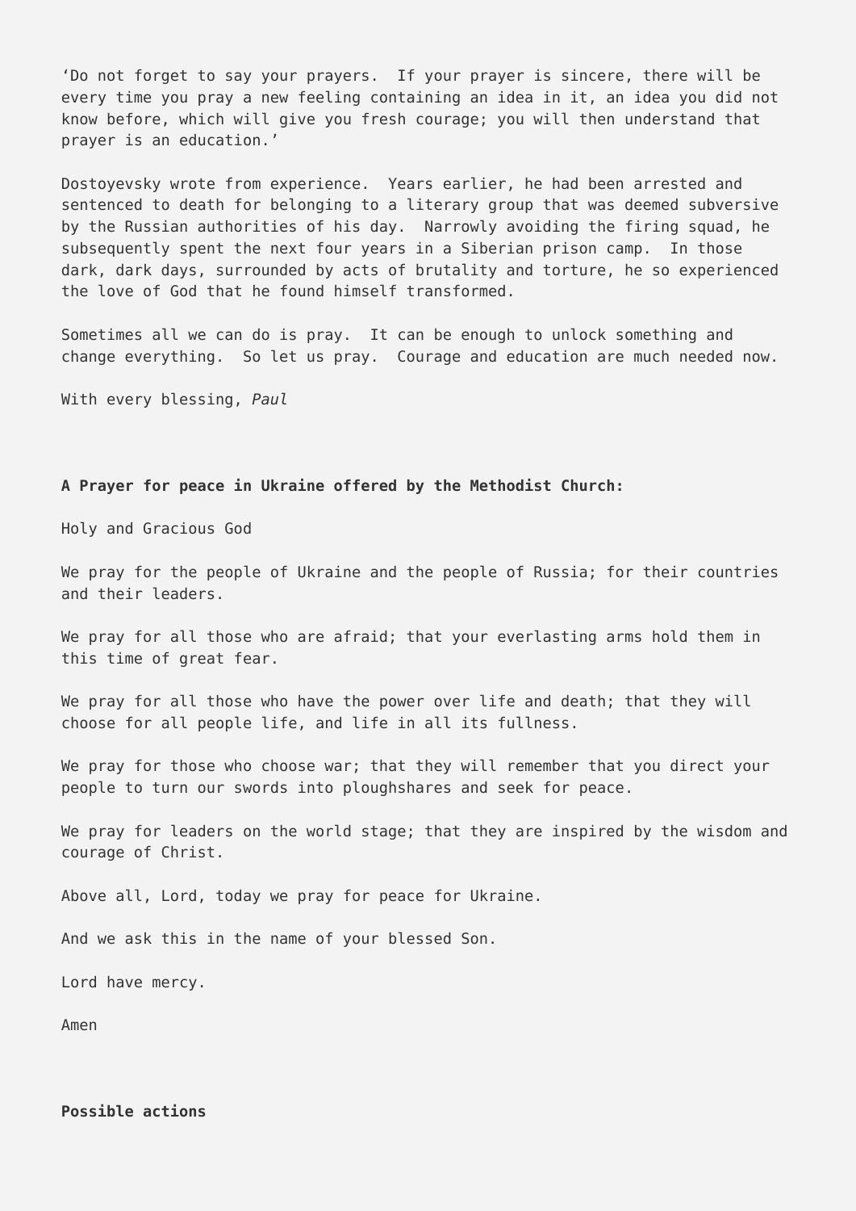'Do not forget to say your prayers. If your prayer is sincere, there will be every time you pray a new feeling containing an idea in it, an idea you did not know before, which will give you fresh courage; you will then understand that prayer is an education.'

Dostoyevsky wrote from experience. Years earlier, he had been arrested and sentenced to death for belonging to a literary group that was deemed subversive by the Russian authorities of his day. Narrowly avoiding the firing squad, he subsequently spent the next four years in a Siberian prison camp. In those dark, dark days, surrounded by acts of brutality and torture, he so experienced the love of God that he found himself transformed.

Sometimes all we can do is pray. It can be enough to unlock something and change everything. So let us pray. Courage and education are much needed now.

With every blessing, *Paul*

**A Prayer for peace in Ukraine offered by the Methodist Church:**

Holy and Gracious God

We pray for the people of Ukraine and the people of Russia; for their countries and their leaders.

We pray for all those who are afraid; that your everlasting arms hold them in this time of great fear.

We pray for all those who have the power over life and death; that they will choose for all people life, and life in all its fullness.

We pray for those who choose war; that they will remember that you direct your people to turn our swords into ploughshares and seek for peace.

We pray for leaders on the world stage; that they are inspired by the wisdom and courage of Christ.

Above all, Lord, today we pray for peace for Ukraine.

And we ask this in the name of your blessed Son.

Lord have mercy.

Amen

**Possible actions**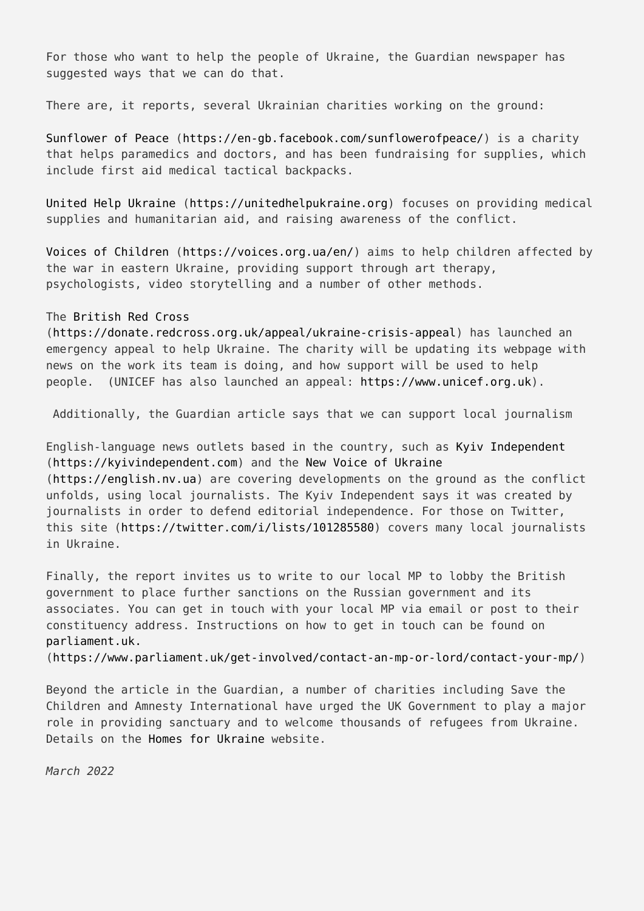For those who want to help the people of Ukraine, the Guardian newspaper has suggested ways that we can do that.

There are, it reports, several Ukrainian charities working on the ground:

Sunflower of Peace (https://en-gb.facebook.com/sunflowerofpeace/) is a charity that helps paramedics and doctors, and has been fundraising for supplies, which include first aid medical tactical backpacks.

United Help Ukraine (https://unitedhelpukraine.org) focuses on providing medical supplies and humanitarian aid, and raising awareness of the conflict.

Voices of Children (https://voices.org.ua/en/) aims to help children affected by the war in eastern Ukraine, providing support through art therapy, psychologists, video storytelling and a number of other methods.

The British Red Cross (https://donate.redcross.org.uk/appeal/ukraine-crisis-appeal) has launched an emergency appeal to help Ukraine. The charity will be updating its webpage with news on the work its team is doing, and how support will be used to help people. (UNICEF has also launched an appeal: https://www.unicef.org.uk).

Additionally, the Guardian article says that we can support local journalism

English-language news outlets based in the country, such as Kyiv Independent (https://kyivindependent.com) and the New Voice of Ukraine (https://english.nv.ua) are covering developments on the ground as the conflict unfolds, using local journalists. The Kyiv Independent says it was created by journalists in order to defend editorial independence. For those on Twitter, this site (https://twitter.com/i/lists/101285580) covers many local journalists in Ukraine.

Finally, the report invites us to write to our local MP to lobby the British government to place further sanctions on the Russian government and its associates. You can get in touch with your local MP via email or post to their constituency address. Instructions on how to get in touch can be found on parliament.uk. (https://www.parliament.uk/get-involved/contact-an-mp-or-lord/contact-your-mp/)

Beyond the article in the Guardian, a number of charities including Save the Children and Amnesty International have urged the UK Government to play a major role in providing sanctuary and to welcome thousands of refugees from Ukraine. Details on the Homes for Ukraine website.

*March 2022*